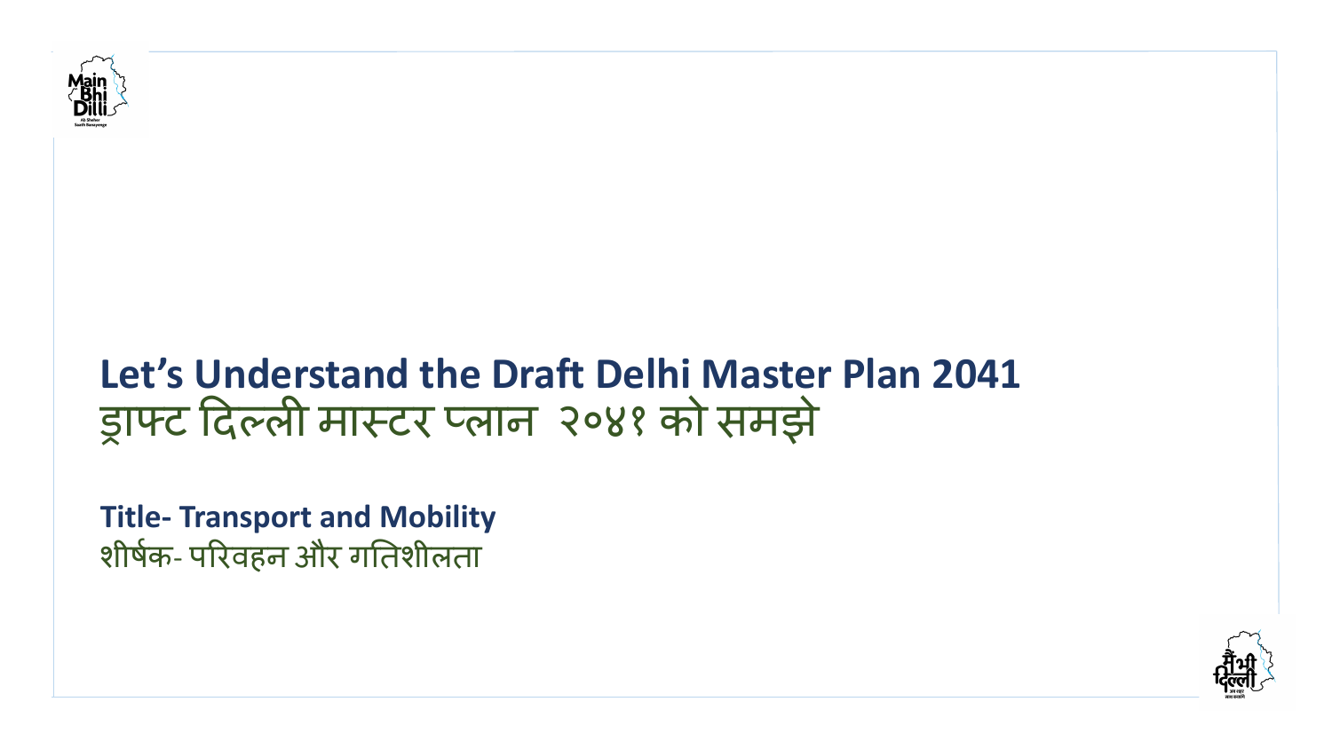# Let's Understand the Draft Delhi Master Plan 2041
# ड्राफ्ट दिल्ली मास्टर प्लान २०४१ को समझे

**Title- Transport and Mobility**

शीर्षक- परिवहन और गतिशीलता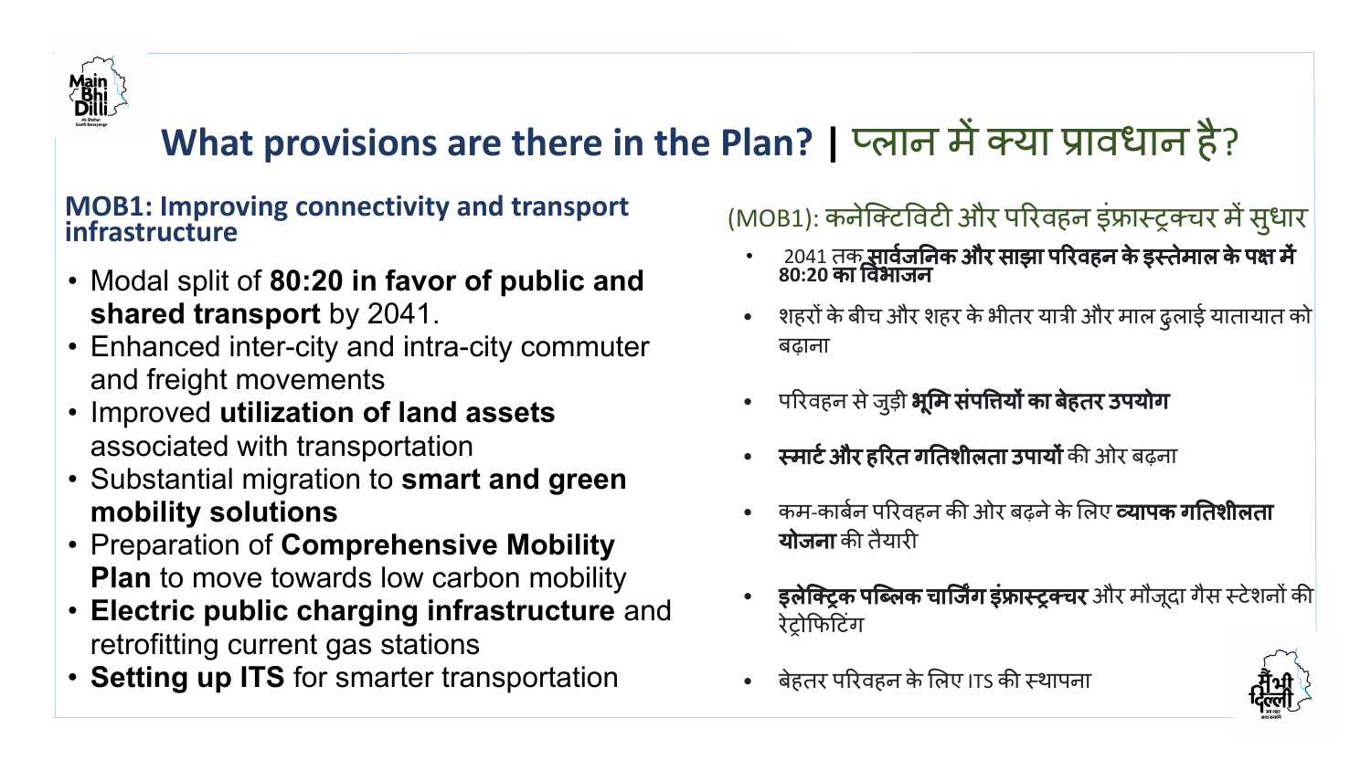# What provisions are there in the Plan? | प्लान में क्या प्रावधान है?

### MOB1: Improving connectivity and transport infrastructure

- Modal split of **80:20 in favor of public and shared transport** by 2041.
- Enhanced inter-city and intra-city commuter and freight movements
- Improved **utilization of land assets** associated with transportation
- Substantial migration to **smart and green mobility solutions**
- Preparation of **Comprehensive Mobility Plan** to move towards low carbon mobility
- **Electric public charging infrastructure** and retrofitting current gas stations
- **Setting up ITS** for smarter transportation

### (MOB1): कनेक्टिविटी और परिवहन इंफ्रास्ट्रक्चर में सुधार

- 2041 तक **सार्वजनिक और साझा परिवहन के इस्तेमाल के पक्ष में 80:20 का विभाजन**
- शहरों के बीच और शहर के भीतर यात्री और माल ढुलाई यातायात को बढ़ाना
- परिवहन से जुड़ी **भूमि संपत्तियों का बेहतर उपयोग**
- **स्मार्ट और हरित गतिशीलता उपायों** की ओर बढ़ना
- कम-कार्बन परिवहन की ओर बढ़ने के लिए **व्यापक गतिशीलता योजना** की तैयारी
- **इलेक्ट्रिक पब्लिक चार्जिंग इंफ्रास्ट्रक्चर** और मौजूदा गैस स्टेशनों की रेट्रोफिटिंग
- बेहतर परिवहन के लिए ITS की स्थापना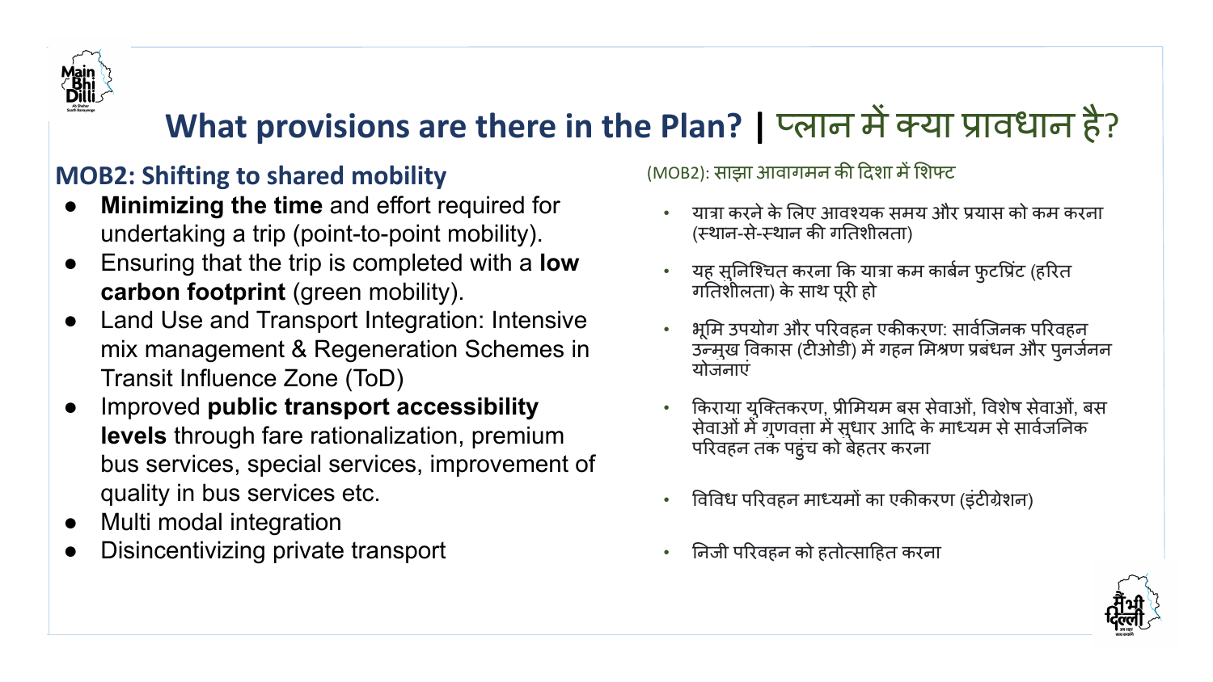# What provisions are there in the Plan? | प्लान में क्या प्रावधान है?

## MOB2: Shifting to shared mobility

- **Minimizing the time** and effort required for undertaking a trip (point-to-point mobility).
- Ensuring that the trip is completed with a **low carbon footprint** (green mobility).
- Land Use and Transport Integration: Intensive mix management & Regeneration Schemes in Transit Influence Zone (ToD)
- Improved **public transport accessibility levels** through fare rationalization, premium bus services, special services, improvement of quality in bus services etc.
- Multi modal integration
- Disincentivizing private transport

(MOB2): साझा आवागमन की दिशा में शिफ्ट

- यात्रा करने के लिए आवश्यक समय और प्रयास को कम करना (स्थान-से-स्थान की गतिशीलता)
- यह सुनिश्चित करना कि यात्रा कम कार्बन फुटप्रिंट (हरित गतिशीलता) के साथ पूरी हो
- भूमि उपयोग और परिवहन एकीकरण: सार्वजिनक परिवहन उन्मुख विकास (टीओडी) में गहन मिश्रण प्रबंधन और पुनर्जनन योजनाएं
- किराया युक्तिकरण, प्रीमियम बस सेवाओं, विशेष सेवाओं, बस सेवाओं में गुणवत्ता में सुधार आदि के माध्यम से सार्वजनिक परिवहन तक पहुंच को बेहतर करना
- विविध परिवहन माध्यमों का एकीकरण (इंटीग्रेशन)
- निजी परिवहन को हतोत्साहित करना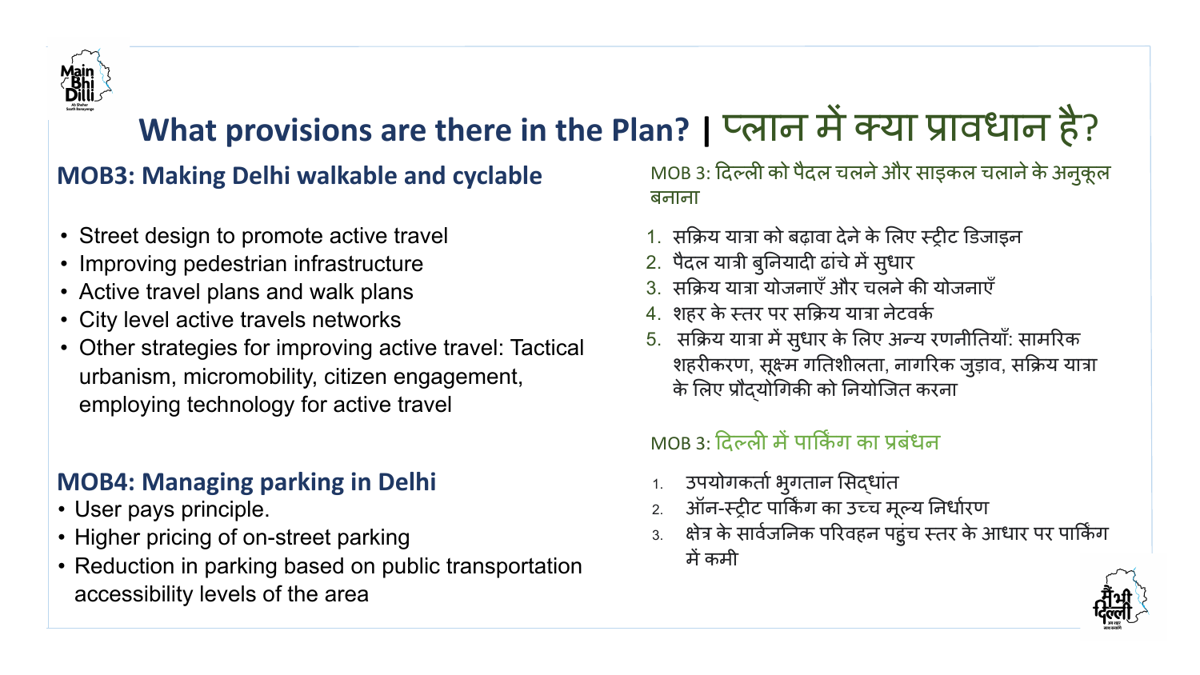# What provisions are there in the Plan? | प्लान में क्या प्रावधान है?

## MOB3: Making Delhi walkable and cyclable

- Street design to promote active travel
- Improving pedestrian infrastructure
- Active travel plans and walk plans
- City level active travels networks
- Other strategies for improving active travel: Tactical urbanism, micromobility, citizen engagement, employing technology for active travel

## MOB4: Managing parking in Delhi

- User pays principle.
- Higher pricing of on-street parking
- Reduction in parking based on public transportation accessibility levels of the area

## MOB 3: दिल्ली को पैदल चलने और साइकल चलाने के अनुकूल बनाना

1. सक्रिय यात्रा को बढ़ावा देने के लिए स्ट्रीट डिजाइन
2. पैदल यात्री बुनियादी ढांचे में सुधार
3. सक्रिय यात्रा योजनाएँ और चलने की योजनाएँ
4. शहर के स्तर पर सक्रिय यात्रा नेटवर्क
5. सक्रिय यात्रा में सुधार के लिए अन्य रणनीतियाँ: सामरिक शहरीकरण, सूक्ष्म गतिशीलता, नागरिक जुड़ाव, सक्रिय यात्रा के लिए प्रौद्योगिकी को नियोजित करना

## MOB 3: दिल्ली में पार्किंग का प्रबंधन

1. उपयोगकर्ता भुगतान सिद्धांत
2. ऑन-स्ट्रीट पार्किंग का उच्च मूल्य निर्धारण
3. क्षेत्र के सार्वजनिक परिवहन पहुंच स्तर के आधार पर पार्किंग में कमी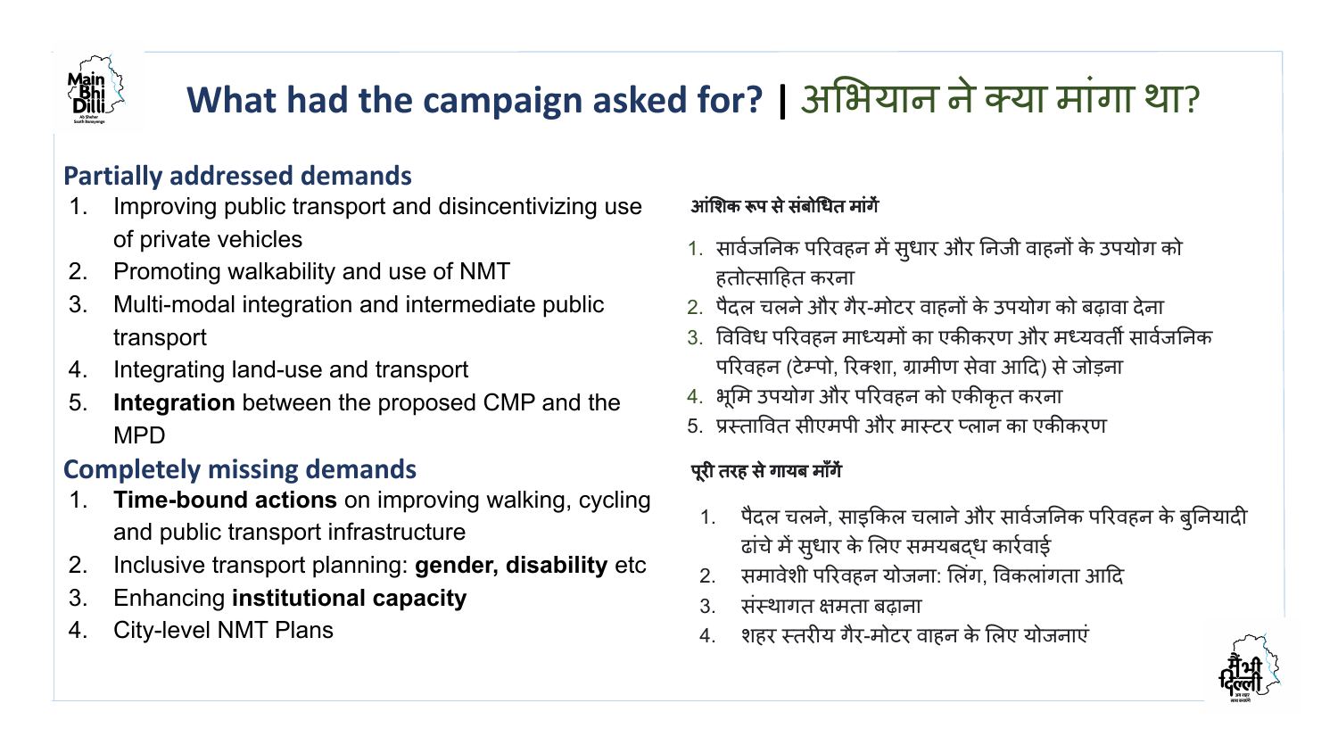# What had the campaign asked for? | अभियान ने क्या मांगा था?

## Partially addressed demands

1. Improving public transport and disincentivizing use of private vehicles
2. Promoting walkability and use of NMT
3. Multi-modal integration and intermediate public transport
4. Integrating land-use and transport
5. **Integration** between the proposed CMP and the MPD

## Completely missing demands

1. **Time-bound actions** on improving walking, cycling and public transport infrastructure
2. Inclusive transport planning: **gender, disability** etc
3. Enhancing **institutional capacity**
4. City-level NMT Plans

**आंशिक रूप से संबोधित मांगें**

1. सार्वजनिक परिवहन में सुधार और निजी वाहनों के उपयोग को हतोत्साहित करना
2. पैदल चलने और गैर-मोटर वाहनों के उपयोग को बढ़ावा देना
3. विविध परिवहन माध्यमों का एकीकरण और मध्यवर्ती सार्वजनिक परिवहन (टेम्पो, रिक्शा, ग्रामीण सेवा आदि) से जोड़ना
4. भूमि उपयोग और परिवहन को एकीकृत करना
5. प्रस्तावित सीएमपी और मास्टर प्लान का एकीकरण

**पूरी तरह से गायब माँगें**

1. पैदल चलने, साइकिल चलाने और सार्वजनिक परिवहन के बुनियादी ढांचे में सुधार के लिए समयबद्ध कार्रवाई
2. समावेशी परिवहन योजना: लिंग, विकलांगता आदि
3. संस्थागत क्षमता बढ़ाना
4. शहर स्तरीय गैर-मोटर वाहन के लिए योजनाएं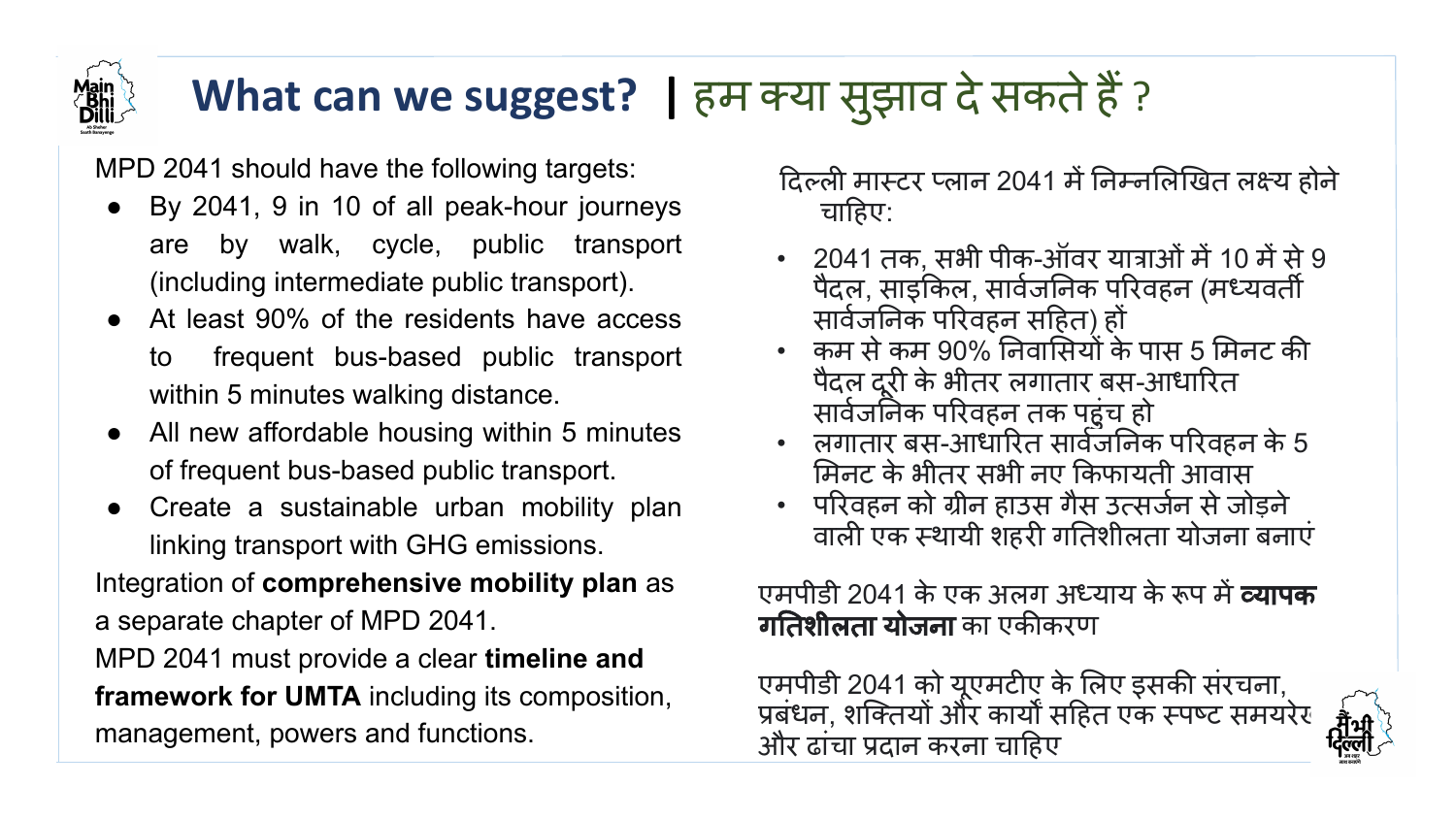# What can we suggest? | हम क्या सुझाव दे सकते हैं ?

MPD 2041 should have the following targets:

- By 2041, 9 in 10 of all peak-hour journeys are by walk, cycle, public transport (including intermediate public transport).
- At least 90% of the residents have access to frequent bus-based public transport within 5 minutes walking distance.
- All new affordable housing within 5 minutes of frequent bus-based public transport.
- Create a sustainable urban mobility plan linking transport with GHG emissions.

Integration of **comprehensive mobility plan** as a separate chapter of MPD 2041.

MPD 2041 must provide a clear **timeline and framework for UMTA** including its composition, management, powers and functions.

दिल्ली मास्टर प्लान 2041 में निम्नलिखित लक्ष्य होने चाहिए:

- 2041 तक, सभी पीक-ऑवर यात्राओं में 10 में से 9 पैदल, साइकिल, सार्वजनिक परिवहन (मध्यवर्ती सार्वजनिक परिवहन सहित) हों
- कम से कम 90% निवासियों के पास 5 मिनट की पैदल दूरी के भीतर लगातार बस-आधारित सार्वजनिक परिवहन तक पहुंच हो
- लगातार बस-आधारित सार्वजनिक परिवहन के 5 मिनट के भीतर सभी नए किफायती आवास
- परिवहन को ग्रीन हाउस गैस उत्सर्जन से जोड़ने वाली एक स्थायी शहरी गतिशीलता योजना बनाएं

एमपीडी 2041 के एक अलग अध्याय के रूप में **व्यापक गतिशीलता योजना** का एकीकरण

एमपीडी 2041 को यूएमटीए के लिए इसकी संरचना, प्रबंधन, शक्तियों और कार्यों सहित एक स्पष्ट समयरेखा और ढांचा प्रदान करना चाहिए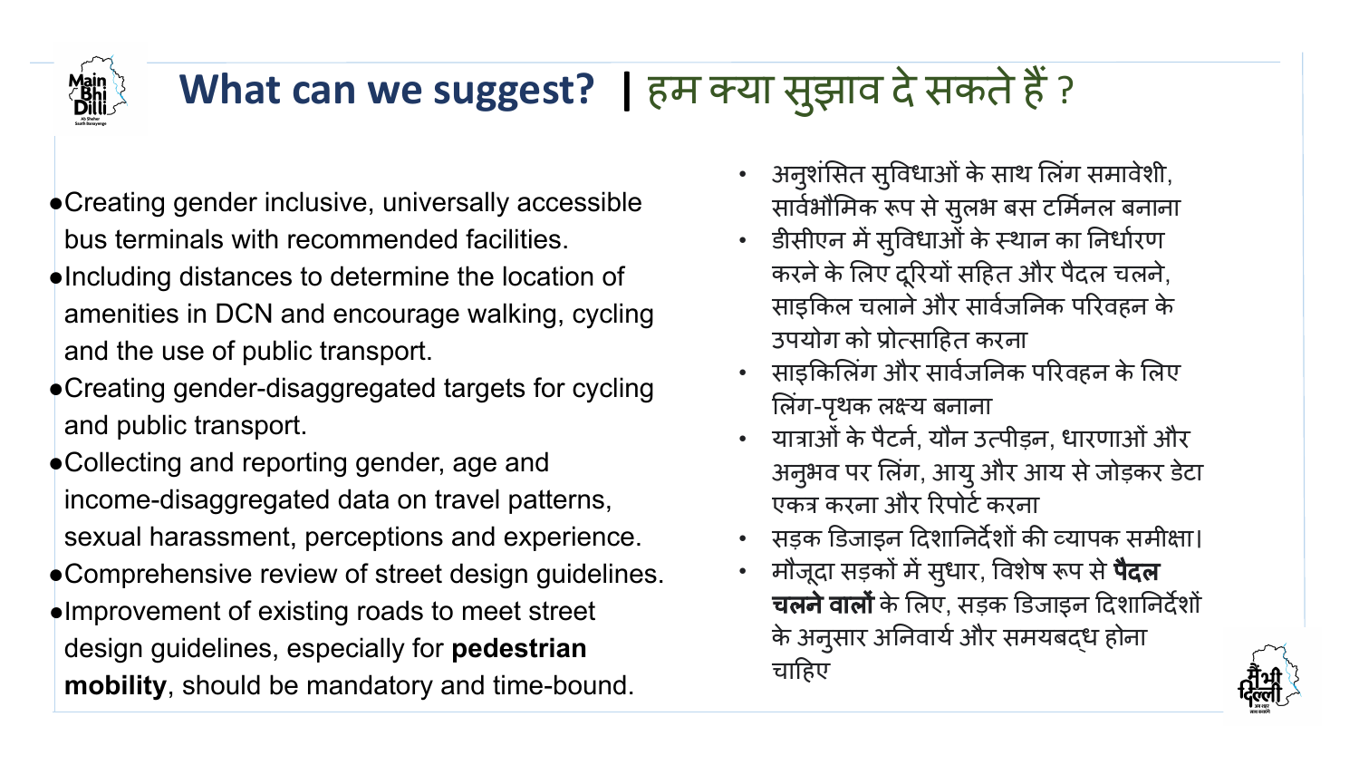# What can we suggest? | हम क्या सुझाव दे सकते हैं ?

- Creating gender inclusive, universally accessible bus terminals with recommended facilities.
- Including distances to determine the location of amenities in DCN and encourage walking, cycling and the use of public transport.
- Creating gender-disaggregated targets for cycling and public transport.
- Collecting and reporting gender, age and income-disaggregated data on travel patterns, sexual harassment, perceptions and experience.
- Comprehensive review of street design guidelines.
- Improvement of existing roads to meet street design guidelines, especially for **pedestrian mobility**, should be mandatory and time-bound.

- अनुशंसित सुविधाओं के साथ लिंग समावेशी, सार्वभौमिक रूप से सुलभ बस टर्मिनल बनाना
- डीसीएन में सुविधाओं के स्थान का निर्धारण करने के लिए दूरियों सहित और पैदल चलने, साइकिल चलाने और सार्वजनिक परिवहन के उपयोग को प्रोत्साहित करना
- साइकिलिंग और सार्वजनिक परिवहन के लिए लिंग-पृथक लक्ष्य बनाना
- यात्राओं के पैटर्न, यौन उत्पीड़न, धारणाओं और अनुभव पर लिंग, आयु और आय से जोड़कर डेटा एकत्र करना और रिपोर्ट करना
- सड़क डिजाइन दिशानिर्देशों की व्यापक समीक्षा।
- मौजूदा सड़कों में सुधार, विशेष रूप से **पैदल चलने वालों** के लिए, सड़क डिजाइन दिशानिर्देशों के अनुसार अनिवार्य और समयबद्ध होना चाहिए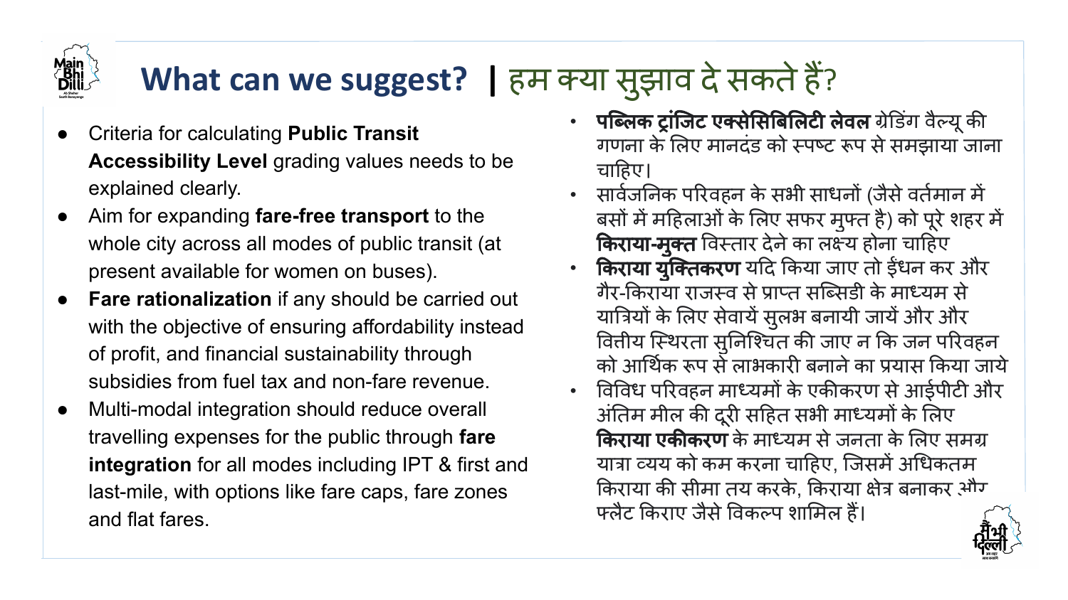# What can we suggest? | हम क्या सुझाव दे सकते हैं?

- Criteria for calculating **Public Transit Accessibility Level** grading values needs to be explained clearly.
- Aim for expanding **fare-free transport** to the whole city across all modes of public transit (at present available for women on buses).
- **Fare rationalization** if any should be carried out with the objective of ensuring affordability instead of profit, and financial sustainability through subsidies from fuel tax and non-fare revenue.
- Multi-modal integration should reduce overall travelling expenses for the public through **fare integration** for all modes including IPT & first and last-mile, with options like fare caps, fare zones and flat fares.

- **पब्लिक ट्रांजिट एक्सेसिबिलिटी लेवल** ग्रेडिंग वैल्यू की गणना के लिए मानदंड को स्पष्ट रूप से समझाया जाना चाहिए।
- सार्वजनिक परिवहन के सभी साधनों (जैसे वर्तमान में बसों में महिलाओं के लिए सफर मुफ्त है) को पूरे शहर में **किराया-मुक्त** विस्तार देने का लक्ष्य होना चाहिए
- **किराया युक्तिकरण** यदि किया जाए तो ईंधन कर और गैर-किराया राजस्व से प्राप्त सब्सिडी के माध्यम से यात्रियों के लिए सेवायें सुलभ बनायी जायें और और वित्तीय स्थिरता सुनिश्चित की जाए न कि जन परिवहन को आर्थिक रूप से लाभकारी बनाने का प्रयास किया जाये
- विविध परिवहन माध्यमों के एकीकरण से आईपीटी और अंतिम मील की दूरी सहित सभी माध्यमों के लिए **किराया एकीकरण** के माध्यम से जनता के लिए समग्र यात्रा व्यय को कम करना चाहिए, जिसमें अधिकतम किराया की सीमा तय करके, किराया क्षेत्र बनाकर और फ्लैट किराए जैसे विकल्प शामिल हैं।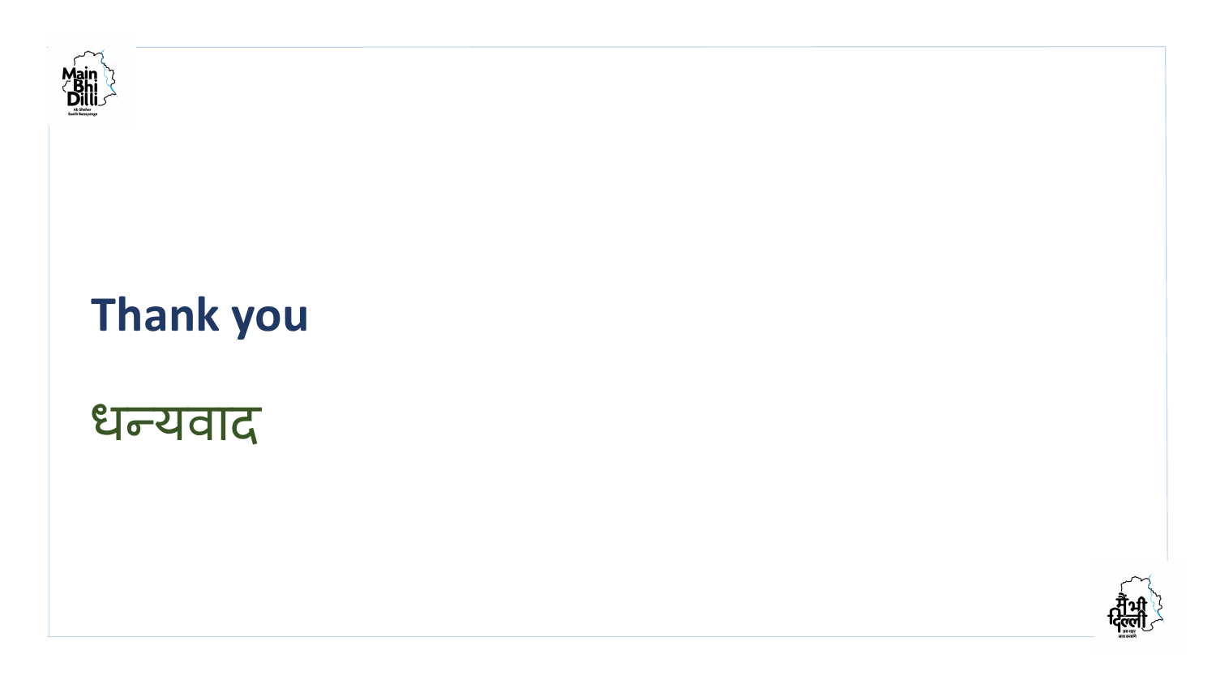# Thank you

धन्यवाद